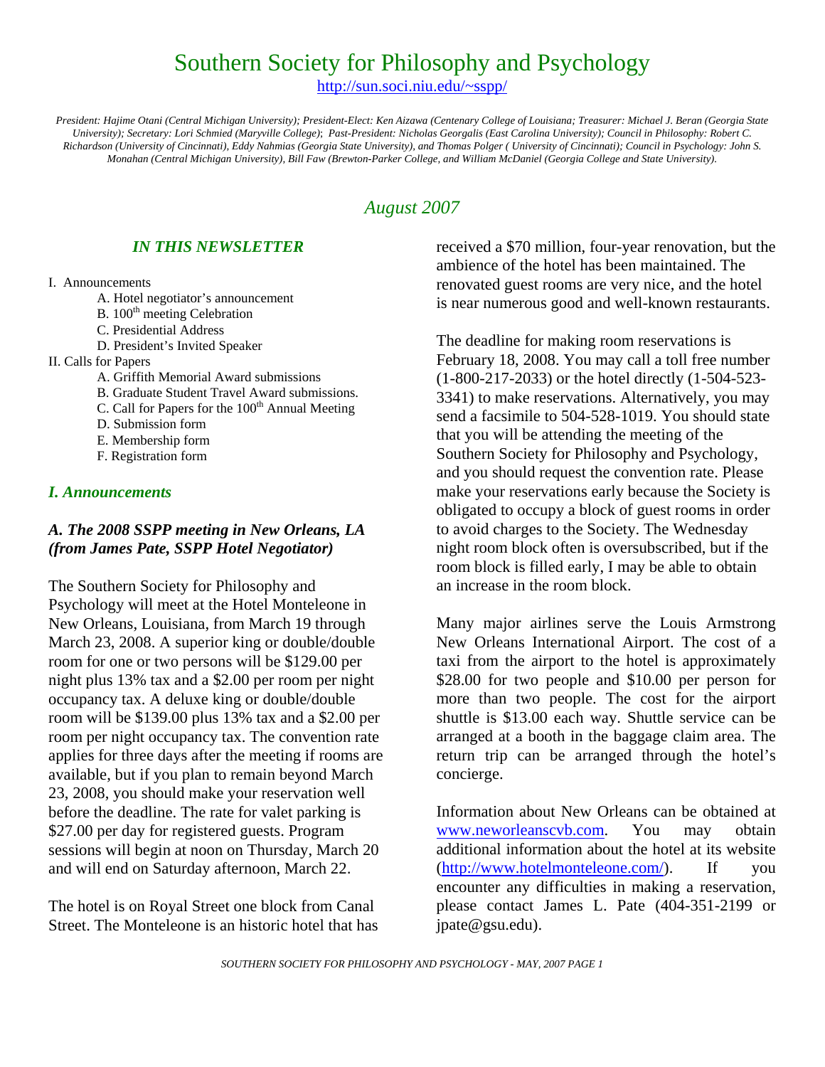# Southern Society for Philosophy and Psychology

http://sun.soci.niu.edu/~sspp/

*President: Hajime Otani (Central Michigan University); President-Elect: Ken Aizawa (Centenary College of Louisiana; Treasurer: Michael J. Beran (Georgia State University); Secretary: Lori Schmied (Maryville College); Past-President: Nicholas Georgalis (East Carolina University); Council in Philosophy: Robert C. Richardson (University of Cincinnati), Eddy Nahmias (Georgia State University), and Thomas Polger ( University of Cincinnati); Council in Psychology: John S. Monahan (Central Michigan University), Bill Faw (Brewton-Parker College, and William McDaniel (Georgia College and State University).*

*August 2007*

### *IN THIS NEWSLETTER*

I. Announcements
- A. Hotel negotiator's announcement
- B. 100th meeting Celebration
- C. Presidential Address
- D. President's Invited Speaker

II. Calls for Papers
- A. Griffith Memorial Award submissions
- B. Graduate Student Travel Award submissions.
- C. Call for Papers for the 100th Annual Meeting
- D. Submission form
- E. Membership form
- F. Registration form

## *I. Announcements*

### *A. The 2008 SSPP meeting in New Orleans, LA (from James Pate, SSPP Hotel Negotiator)*

The Southern Society for Philosophy and Psychology will meet at the Hotel Monteleone in New Orleans, Louisiana, from March 19 through March 23, 2008. A superior king or double/double room for one or two persons will be $129.00 per night plus 13% tax and a $2.00 per room per night occupancy tax. A deluxe king or double/double room will be $139.00 plus 13% tax and a $2.00 per room per night occupancy tax. The convention rate applies for three days after the meeting if rooms are available, but if you plan to remain beyond March 23, 2008, you should make your reservation well before the deadline. The rate for valet parking is $27.00 per day for registered guests. Program sessions will begin at noon on Thursday, March 20 and will end on Saturday afternoon, March 22.

The hotel is on Royal Street one block from Canal Street. The Monteleone is an historic hotel that has received a $70 million, four-year renovation, but the ambience of the hotel has been maintained. The renovated guest rooms are very nice, and the hotel is near numerous good and well-known restaurants.

The deadline for making room reservations is February 18, 2008. You may call a toll free number (1-800-217-2033) or the hotel directly (1-504-523-3341) to make reservations. Alternatively, you may send a facsimile to 504-528-1019. You should state that you will be attending the meeting of the Southern Society for Philosophy and Psychology, and you should request the convention rate. Please make your reservations early because the Society is obligated to occupy a block of guest rooms in order to avoid charges to the Society. The Wednesday night room block often is oversubscribed, but if the room block is filled early, I may be able to obtain an increase in the room block.

Many major airlines serve the Louis Armstrong New Orleans International Airport. The cost of a taxi from the airport to the hotel is approximately $28.00 for two people and $10.00 per person for more than two people. The cost for the airport shuttle is $13.00 each way. Shuttle service can be arranged at a booth in the baggage claim area. The return trip can be arranged through the hotel's concierge.

Information about New Orleans can be obtained at www.neworleanscvb.com. You may obtain additional information about the hotel at its website (http://www.hotelmonteleone.com/). If you encounter any difficulties in making a reservation, please contact James L. Pate (404-351-2199 or jpate@gsu.edu).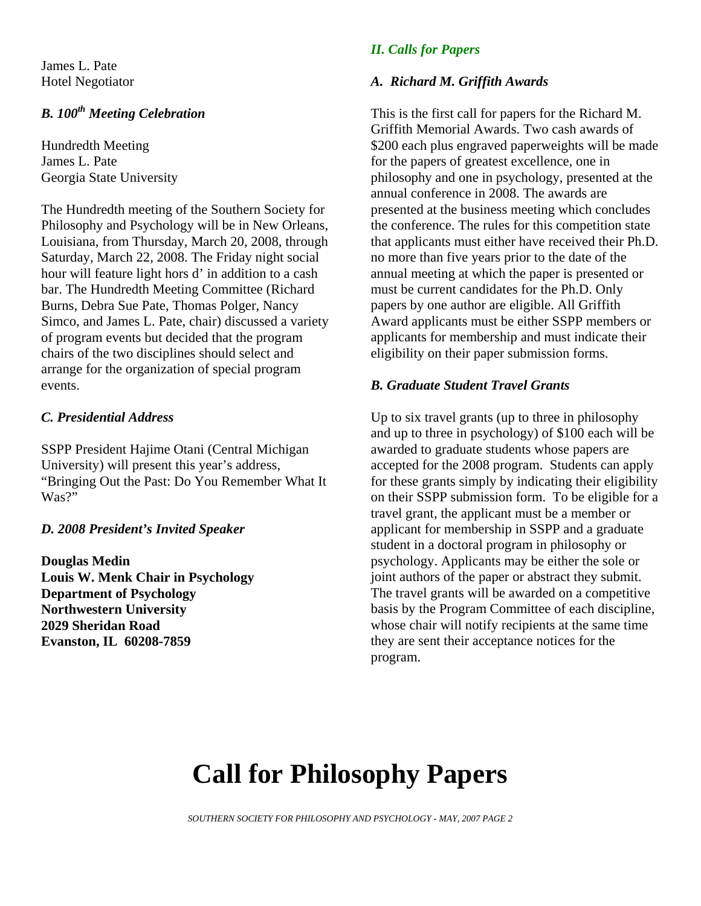James L. Pate
Hotel Negotiator

### *B. 100th Meeting Celebration*

Hundredth Meeting
James L. Pate
Georgia State University

The Hundredth meeting of the Southern Society for Philosophy and Psychology will be in New Orleans, Louisiana, from Thursday, March 20, 2008, through Saturday, March 22, 2008. The Friday night social hour will feature light hors d' in addition to a cash bar. The Hundredth Meeting Committee (Richard Burns, Debra Sue Pate, Thomas Polger, Nancy Simco, and James L. Pate, chair) discussed a variety of program events but decided that the program chairs of the two disciplines should select and arrange for the organization of special program events.

### *C. Presidential Address*

SSPP President Hajime Otani (Central Michigan University) will present this year's address, "Bringing Out the Past: Do You Remember What It Was?"

### *D. 2008 President's Invited Speaker*

**Douglas Medin**
**Louis W. Menk Chair in Psychology**
**Department of Psychology**
**Northwestern University**
**2029 Sheridan Road**
**Evanston, IL 60208-7859**

## *II. Calls for Papers*

### *A. Richard M. Griffith Awards*

This is the first call for papers for the Richard M. Griffith Memorial Awards. Two cash awards of $200 each plus engraved paperweights will be made for the papers of greatest excellence, one in philosophy and one in psychology, presented at the annual conference in 2008. The awards are presented at the business meeting which concludes the conference. The rules for this competition state that applicants must either have received their Ph.D. no more than five years prior to the date of the annual meeting at which the paper is presented or must be current candidates for the Ph.D. Only papers by one author are eligible. All Griffith Award applicants must be either SSPP members or applicants for membership and must indicate their eligibility on their paper submission forms.

### *B. Graduate Student Travel Grants*

Up to six travel grants (up to three in philosophy and up to three in psychology) of $100 each will be awarded to graduate students whose papers are accepted for the 2008 program. Students can apply for these grants simply by indicating their eligibility on their SSPP submission form. To be eligible for a travel grant, the applicant must be a member or applicant for membership in SSPP and a graduate student in a doctoral program in philosophy or psychology. Applicants may be either the sole or joint authors of the paper or abstract they submit. The travel grants will be awarded on a competitive basis by the Program Committee of each discipline, whose chair will notify recipients at the same time they are sent their acceptance notices for the program.

# Call for Philosophy Papers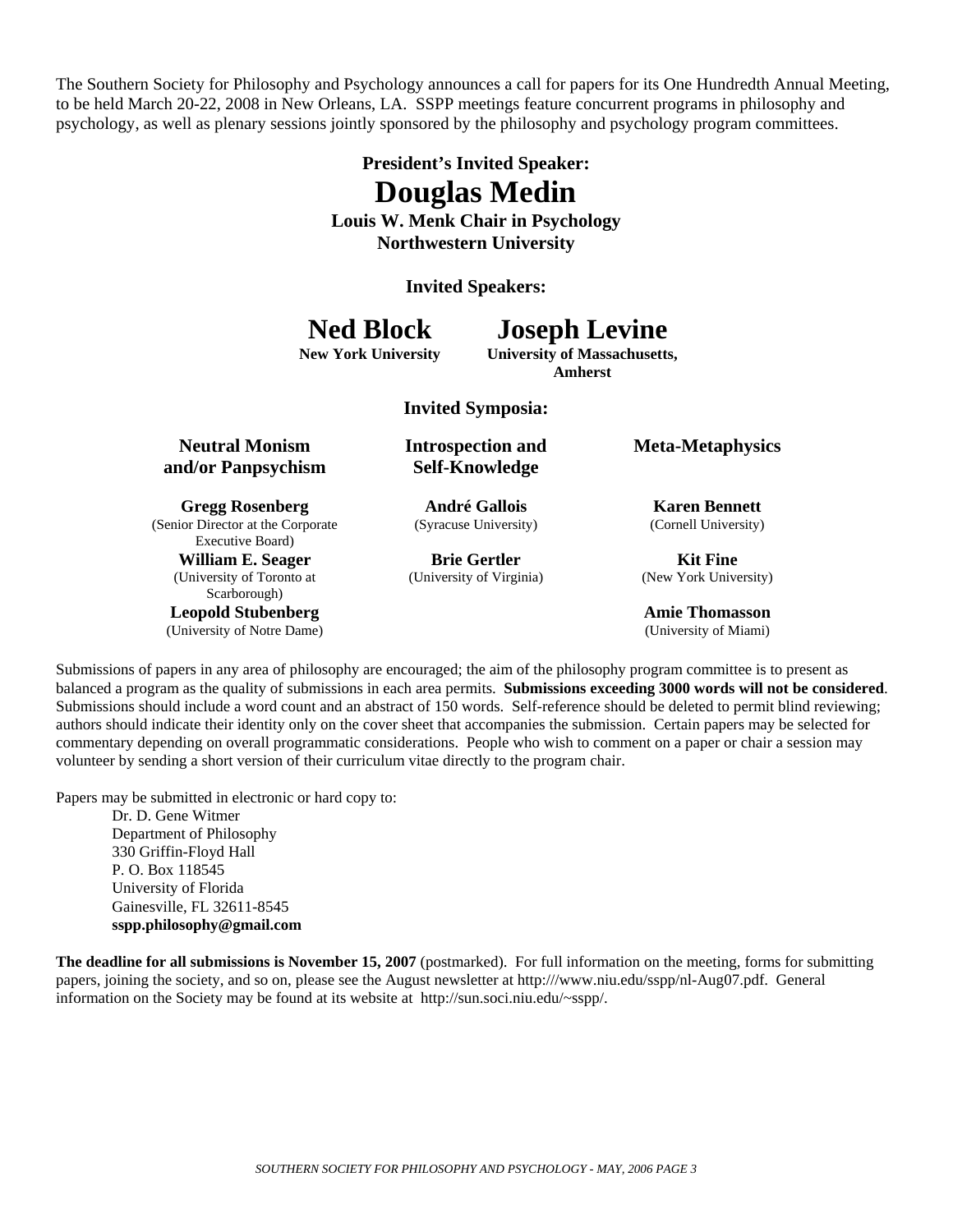The Southern Society for Philosophy and Psychology announces a call for papers for its One Hundredth Annual Meeting, to be held March 20-22, 2008 in New Orleans, LA. SSPP meetings feature concurrent programs in philosophy and psychology, as well as plenary sessions jointly sponsored by the philosophy and psychology program committees.

**President's Invited Speaker:**

# Douglas Medin

**Louis W. Menk Chair in Psychology**
**Northwestern University**

**Invited Speakers:**

## Ned Block

**New York University**

## Joseph Levine

**University of Massachusetts, Amherst**

**Invited Symposia:**

### Neutral Monism and/or Panpsychism

**Gregg Rosenberg**
(Senior Director at the Corporate Executive Board)

**William E. Seager**
(University of Toronto at Scarborough)

**Leopold Stubenberg**
(University of Notre Dame)

### Introspection and Self-Knowledge

**André Gallois**
(Syracuse University)

**Brie Gertler**
(University of Virginia)

### Meta-Metaphysics

**Karen Bennett**
(Cornell University)

**Kit Fine**
(New York University)

**Amie Thomasson**
(University of Miami)

Submissions of papers in any area of philosophy are encouraged; the aim of the philosophy program committee is to present as balanced a program as the quality of submissions in each area permits. **Submissions exceeding 3000 words will not be considered**. Submissions should include a word count and an abstract of 150 words. Self-reference should be deleted to permit blind reviewing; authors should indicate their identity only on the cover sheet that accompanies the submission. Certain papers may be selected for commentary depending on overall programmatic considerations. People who wish to comment on a paper or chair a session may volunteer by sending a short version of their curriculum vitae directly to the program chair.

Papers may be submitted in electronic or hard copy to:

Dr. D. Gene Witmer
Department of Philosophy
330 Griffin-Floyd Hall
P. O. Box 118545
University of Florida
Gainesville, FL 32611-8545
**sspp.philosophy@gmail.com**

**The deadline for all submissions is November 15, 2007** (postmarked). For full information on the meeting, forms for submitting papers, joining the society, and so on, please see the August newsletter at http:///www.niu.edu/sspp/nl-Aug07.pdf. General information on the Society may be found at its website at http://sun.soci.niu.edu/~sspp/.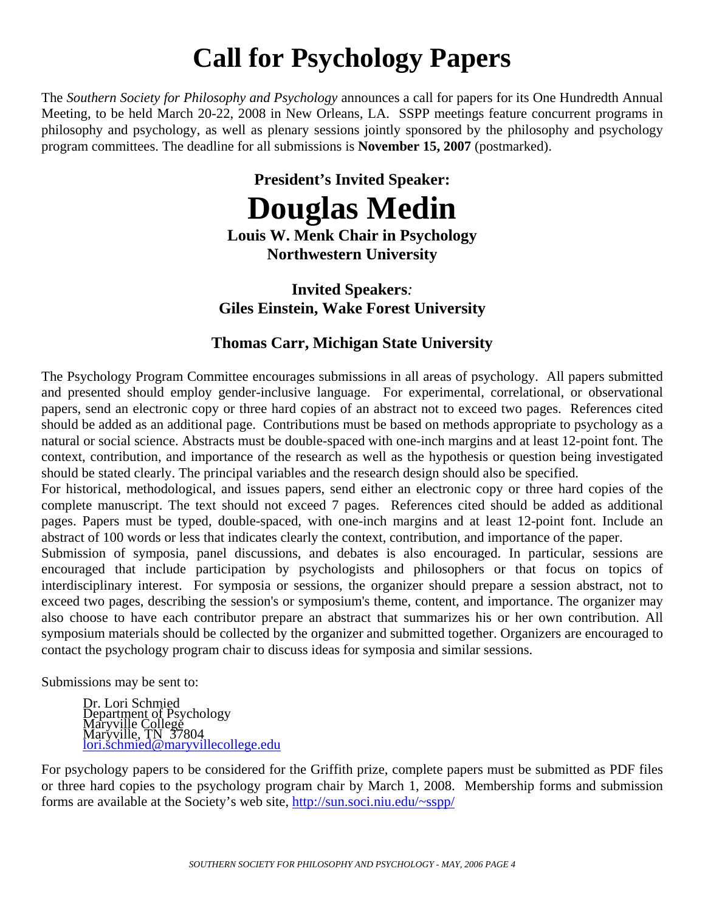# Call for Psychology Papers

The *Southern Society for Philosophy and Psychology* announces a call for papers for its One Hundredth Annual Meeting, to be held March 20-22, 2008 in New Orleans, LA. SSPP meetings feature concurrent programs in philosophy and psychology, as well as plenary sessions jointly sponsored by the philosophy and psychology program committees. The deadline for all submissions is **November 15, 2007** (postmarked).

**President's Invited Speaker:**

## Douglas Medin

**Louis W. Menk Chair in Psychology**
**Northwestern University**

**Invited Speakers:**
**Giles Einstein, Wake Forest University**

**Thomas Carr, Michigan State University**

The Psychology Program Committee encourages submissions in all areas of psychology. All papers submitted and presented should employ gender-inclusive language. For experimental, correlational, or observational papers, send an electronic copy or three hard copies of an abstract not to exceed two pages. References cited should be added as an additional page. Contributions must be based on methods appropriate to psychology as a natural or social science. Abstracts must be double-spaced with one-inch margins and at least 12-point font. The context, contribution, and importance of the research as well as the hypothesis or question being investigated should be stated clearly. The principal variables and the research design should also be specified.

For historical, methodological, and issues papers, send either an electronic copy or three hard copies of the complete manuscript. The text should not exceed 7 pages. References cited should be added as additional pages. Papers must be typed, double-spaced, with one-inch margins and at least 12-point font. Include an abstract of 100 words or less that indicates clearly the context, contribution, and importance of the paper.

Submission of symposia, panel discussions, and debates is also encouraged. In particular, sessions are encouraged that include participation by psychologists and philosophers or that focus on topics of interdisciplinary interest. For symposia or sessions, the organizer should prepare a session abstract, not to exceed two pages, describing the session's or symposium's theme, content, and importance. The organizer may also choose to have each contributor prepare an abstract that summarizes his or her own contribution. All symposium materials should be collected by the organizer and submitted together. Organizers are encouraged to contact the psychology program chair to discuss ideas for symposia and similar sessions.

Submissions may be sent to:

Dr. Lori Schmied
Department of Psychology
Maryville College
Maryville, TN 37804
lori.schmied@maryvillecollege.edu

For psychology papers to be considered for the Griffith prize, complete papers must be submitted as PDF files or three hard copies to the psychology program chair by March 1, 2008. Membership forms and submission forms are available at the Society's web site, http://sun.soci.niu.edu/~sspp/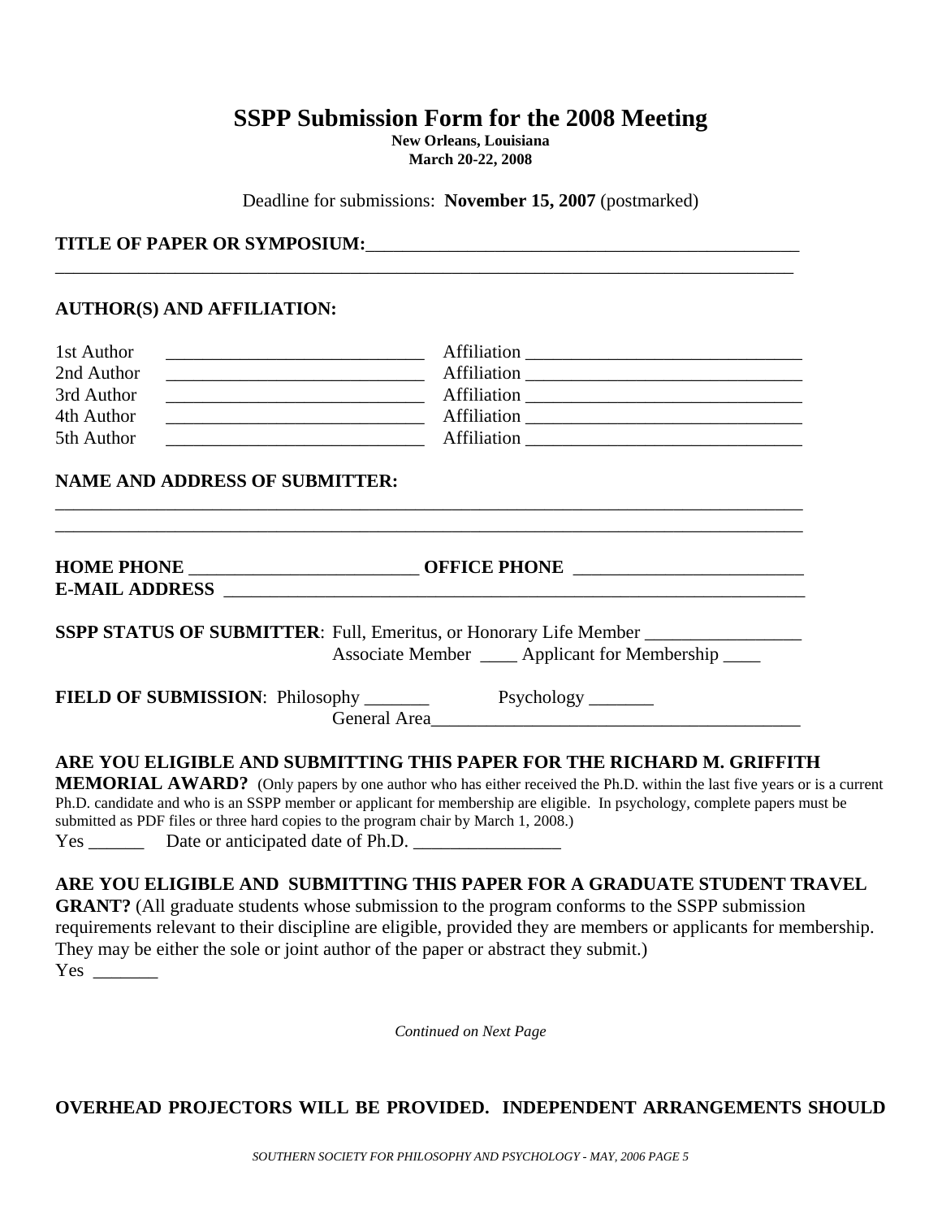# SSPP Submission Form for the 2008 Meeting

**New Orleans, Louisiana**
**March 20-22, 2008**

Deadline for submissions: **November 15, 2007** (postmarked)

**TITLE OF PAPER OR SYMPOSIUM:**_______________________________________________
_________________________________________________________________________________

**AUTHOR(S) AND AFFILIATION:**

1st Author ____________________________ Affiliation ______________________________
2nd Author ____________________________ Affiliation ______________________________
3rd Author ____________________________ Affiliation ______________________________
4th Author ____________________________ Affiliation ______________________________
5th Author ____________________________ Affiliation ______________________________

**NAME AND ADDRESS OF SUBMITTER:**
_________________________________________________________________________________
_________________________________________________________________________________

**HOME PHONE** _________________________ **OFFICE PHONE** _________________________
**E-MAIL ADDRESS** _______________________________________________________________

**SSPP STATUS OF SUBMITTER**: Full, Emeritus, or Honorary Life Member _________________
Associate Member ____ Applicant for Membership ____

**FIELD OF SUBMISSION**: Philosophy _______ Psychology _______
General Area________________________________________

**ARE YOU ELIGIBLE AND SUBMITTING THIS PAPER FOR THE RICHARD M. GRIFFITH MEMORIAL AWARD?** (Only papers by one author who has either received the Ph.D. within the last five years or is a current Ph.D. candidate and who is an SSPP member or applicant for membership are eligible. In psychology, complete papers must be submitted as PDF files or three hard copies to the program chair by March 1, 2008.)
Yes ______ Date or anticipated date of Ph.D. ________________

**ARE YOU ELIGIBLE AND SUBMITTING THIS PAPER FOR A GRADUATE STUDENT TRAVEL GRANT?** (All graduate students whose submission to the program conforms to the SSPP submission requirements relevant to their discipline are eligible, provided they are members or applicants for membership. They may be either the sole or joint author of the paper or abstract they submit.)
Yes _______

*Continued on Next Page*

**OVERHEAD PROJECTORS WILL BE PROVIDED. INDEPENDENT ARRANGEMENTS SHOULD**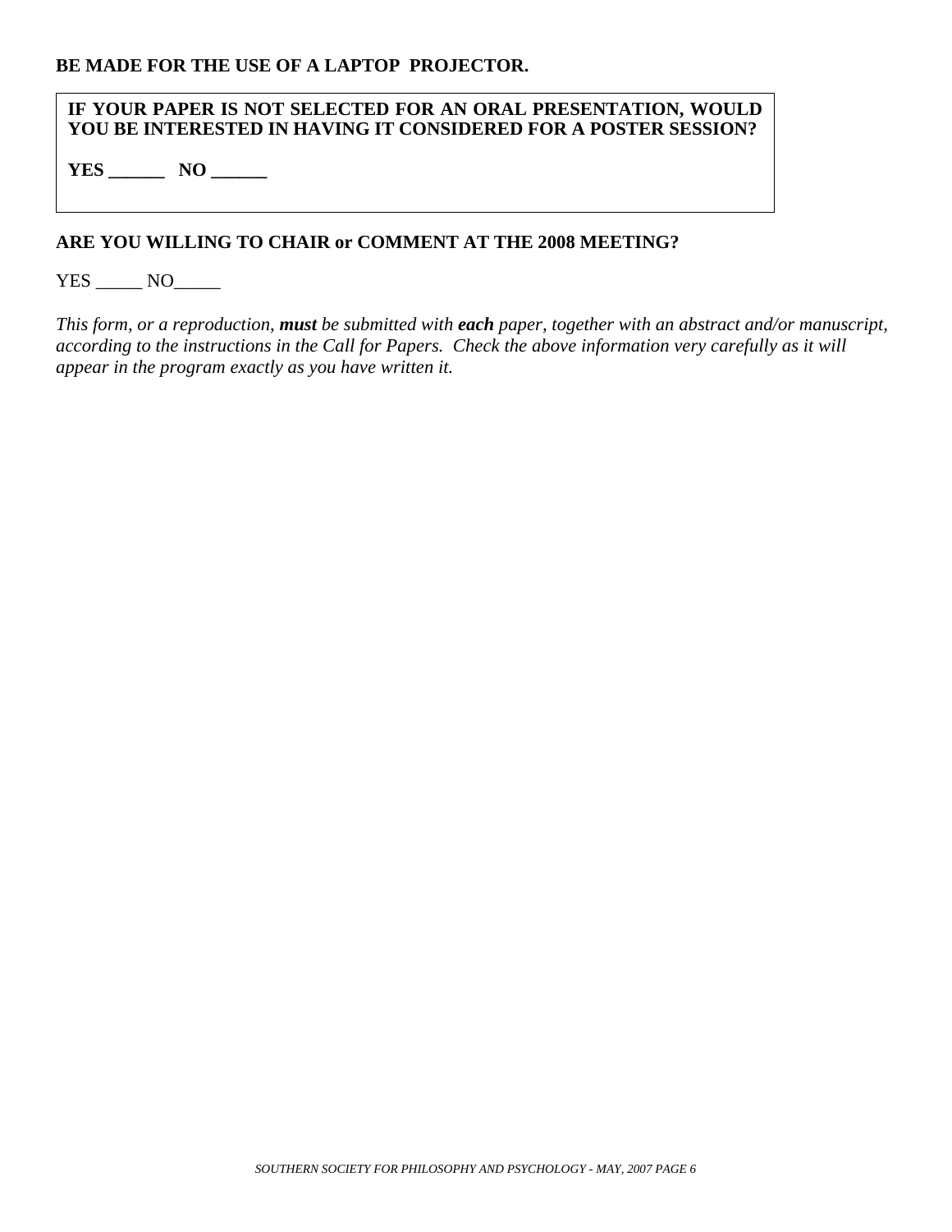**BE MADE FOR THE USE OF A LAPTOP PROJECTOR.**

**IF YOUR PAPER IS NOT SELECTED FOR AN ORAL PRESENTATION, WOULD YOU BE INTERESTED IN HAVING IT CONSIDERED FOR A POSTER SESSION?**

**YES ______ NO ______**

**ARE YOU WILLING TO CHAIR or COMMENT AT THE 2008 MEETING?**

YES _____ NO_____

*This form, or a reproduction, **must** be submitted with **each** paper, together with an abstract and/or manuscript, according to the instructions in the Call for Papers. Check the above information very carefully as it will appear in the program exactly as you have written it.*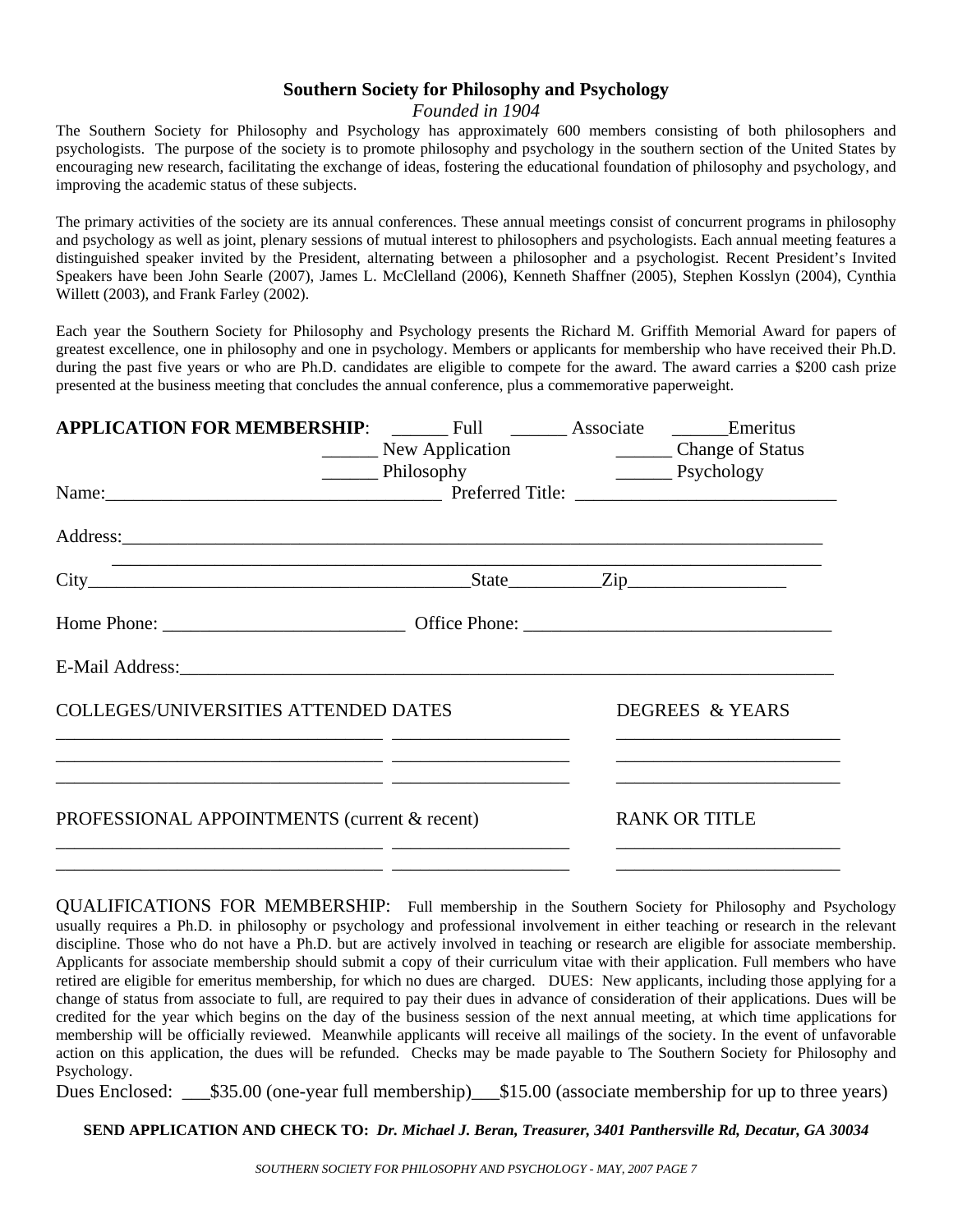**Southern Society for Philosophy and Psychology**

*Founded in 1904*

The Southern Society for Philosophy and Psychology has approximately 600 members consisting of both philosophers and psychologists. The purpose of the society is to promote philosophy and psychology in the southern section of the United States by encouraging new research, facilitating the exchange of ideas, fostering the educational foundation of philosophy and psychology, and improving the academic status of these subjects.

The primary activities of the society are its annual conferences. These annual meetings consist of concurrent programs in philosophy and psychology as well as joint, plenary sessions of mutual interest to philosophers and psychologists. Each annual meeting features a distinguished speaker invited by the President, alternating between a philosopher and a psychologist. Recent President's Invited Speakers have been John Searle (2007), James L. McClelland (2006), Kenneth Shaffner (2005), Stephen Kosslyn (2004), Cynthia Willett (2003), and Frank Farley (2002).

Each year the Southern Society for Philosophy and Psychology presents the Richard M. Griffith Memorial Award for papers of greatest excellence, one in philosophy and one in psychology. Members or applicants for membership who have received their Ph.D. during the past five years or who are Ph.D. candidates are eligible to compete for the award. The award carries a $200 cash prize presented at the business meeting that concludes the annual conference, plus a commemorative paperweight.

**APPLICATION FOR MEMBERSHIP**: ______ Full ______ Associate ______Emeritus

______ New Application ______ Change of Status

______ Philosophy ______ Psychology

Name:___________________________________ Preferred Title: ___________________________

Address:__________________________________________________________________________

__________________________________________________________________________

City________________________________________State__________Zip_________________

Home Phone: _________________________ Office Phone: ________________________________

E-Mail Address:_______________________________________________________________________

COLLEGES/UNIVERSITIES ATTENDED DATES DEGREES & YEARS

___________________________________ ___________________ ________________________

___________________________________ ___________________ ________________________

___________________________________ ___________________ ________________________

PROFESSIONAL APPOINTMENTS (current & recent) RANK OR TITLE

___________________________________ ___________________ ________________________

___________________________________ ___________________ ________________________

QUALIFICATIONS FOR MEMBERSHIP: Full membership in the Southern Society for Philosophy and Psychology usually requires a Ph.D. in philosophy or psychology and professional involvement in either teaching or research in the relevant discipline. Those who do not have a Ph.D. but are actively involved in teaching or research are eligible for associate membership. Applicants for associate membership should submit a copy of their curriculum vitae with their application. Full members who have retired are eligible for emeritus membership, for which no dues are charged. DUES: New applicants, including those applying for a change of status from associate to full, are required to pay their dues in advance of consideration of their applications. Dues will be credited for the year which begins on the day of the business session of the next annual meeting, at which time applications for membership will be officially reviewed. Meanwhile applicants will receive all mailings of the society. In the event of unfavorable action on this application, the dues will be refunded. Checks may be made payable to The Southern Society for Philosophy and Psychology.

Dues Enclosed: ___$35.00 (one-year full membership)___$15.00 (associate membership for up to three years)

**SEND APPLICATION AND CHECK TO:** ***Dr. Michael J. Beran, Treasurer, 3401 Panthersville Rd, Decatur, GA 30034***